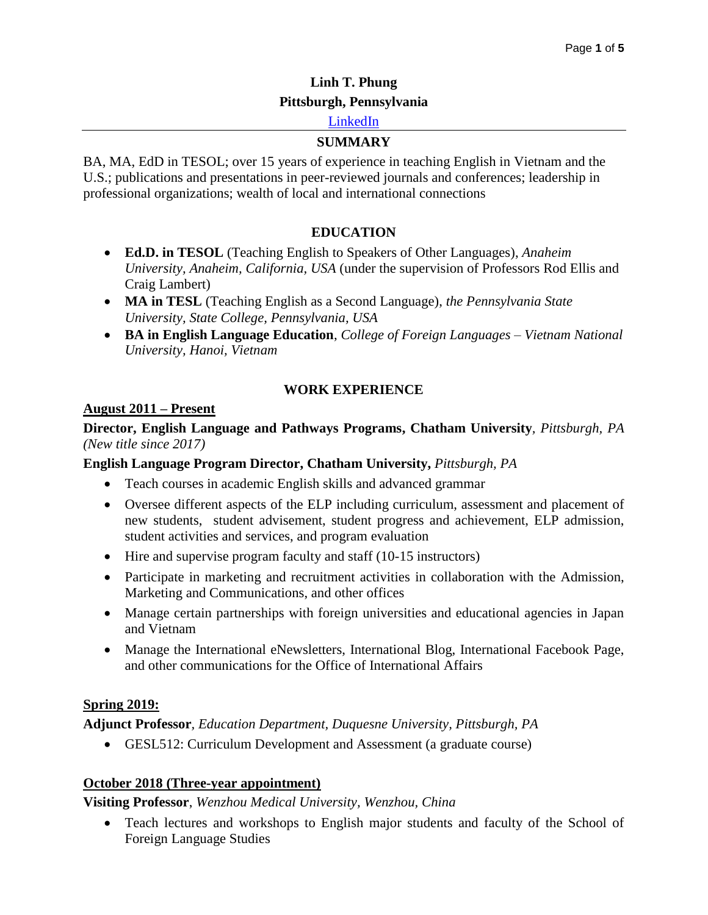# Linh T. Phung

**Pittsburgh, Pennsylvania**

LinkedIn

## SUMMARY

BA, MA, EdD in TESOL; over 15 years of experience in teaching English in Vietnam and the U.S.; publications and presentations in peer-reviewed journals and conferences; leadership in professional organizations; wealth of local and international connections

## EDUCATION

- **Ed.D. in TESOL** (Teaching English to Speakers of Other Languages), *Anaheim University, Anaheim, California, USA* (under the supervision of Professors Rod Ellis and Craig Lambert)
- **MA in TESL** (Teaching English as a Second Language), *the Pennsylvania State University, State College, Pennsylvania, USA*
- **BA in English Language Education**, *College of Foreign Languages – Vietnam National University, Hanoi, Vietnam*

## WORK EXPERIENCE

### August 2011 – Present

**Director, English Language and Pathways Programs, Chatham University**, *Pittsburgh, PA (New title since 2017)*

**English Language Program Director, Chatham University,** *Pittsburgh, PA*

- Teach courses in academic English skills and advanced grammar
- Oversee different aspects of the ELP including curriculum, assessment and placement of new students, student advisement, student progress and achievement, ELP admission, student activities and services, and program evaluation
- Hire and supervise program faculty and staff (10-15 instructors)
- Participate in marketing and recruitment activities in collaboration with the Admission, Marketing and Communications, and other offices
- Manage certain partnerships with foreign universities and educational agencies in Japan and Vietnam
- Manage the International eNewsletters, International Blog, International Facebook Page, and other communications for the Office of International Affairs

### Spring 2019:

**Adjunct Professor**, *Education Department, Duquesne University, Pittsburgh, PA*

- GESL512: Curriculum Development and Assessment (a graduate course)

### October 2018 (Three-year appointment)

**Visiting Professor**, *Wenzhou Medical University, Wenzhou, China*

- Teach lectures and workshops to English major students and faculty of the School of Foreign Language Studies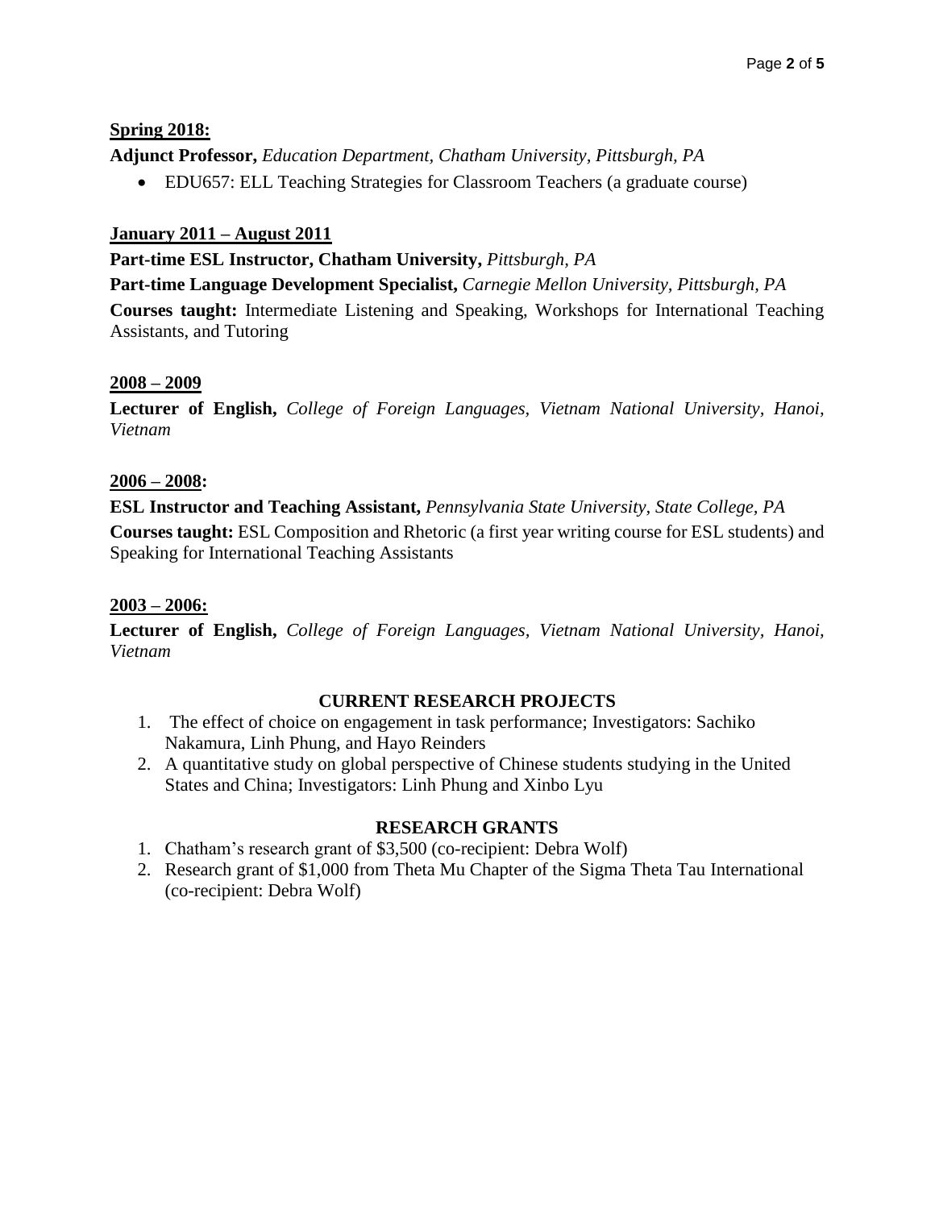**<u>Spring 2018:</u>**

**Adjunct Professor,** *Education Department, Chatham University, Pittsburgh, PA*

- EDU657: ELL Teaching Strategies for Classroom Teachers (a graduate course)

**<u>January 2011 – August 2011</u>**

**Part-time ESL Instructor, Chatham University,** *Pittsburgh, PA*

**Part-time Language Development Specialist,** *Carnegie Mellon University, Pittsburgh, PA*

**Courses taught:** Intermediate Listening and Speaking, Workshops for International Teaching Assistants, and Tutoring

**<u>2008 – 2009</u>**

**Lecturer of English,** *College of Foreign Languages, Vietnam National University, Hanoi, Vietnam*

**<u>2006 – 2008</u>:**

**ESL Instructor and Teaching Assistant,** *Pennsylvania State University, State College, PA*

**Courses taught:** ESL Composition and Rhetoric (a first year writing course for ESL students) and Speaking for International Teaching Assistants

**<u>2003 – 2006:</u>**

**Lecturer of English,** *College of Foreign Languages, Vietnam National University, Hanoi, Vietnam*

## CURRENT RESEARCH PROJECTS

1. The effect of choice on engagement in task performance; Investigators: Sachiko Nakamura, Linh Phung, and Hayo Reinders
2. A quantitative study on global perspective of Chinese students studying in the United States and China; Investigators: Linh Phung and Xinbo Lyu

## RESEARCH GRANTS

1. Chatham's research grant of $3,500 (co-recipient: Debra Wolf)
2. Research grant of $1,000 from Theta Mu Chapter of the Sigma Theta Tau International (co-recipient: Debra Wolf)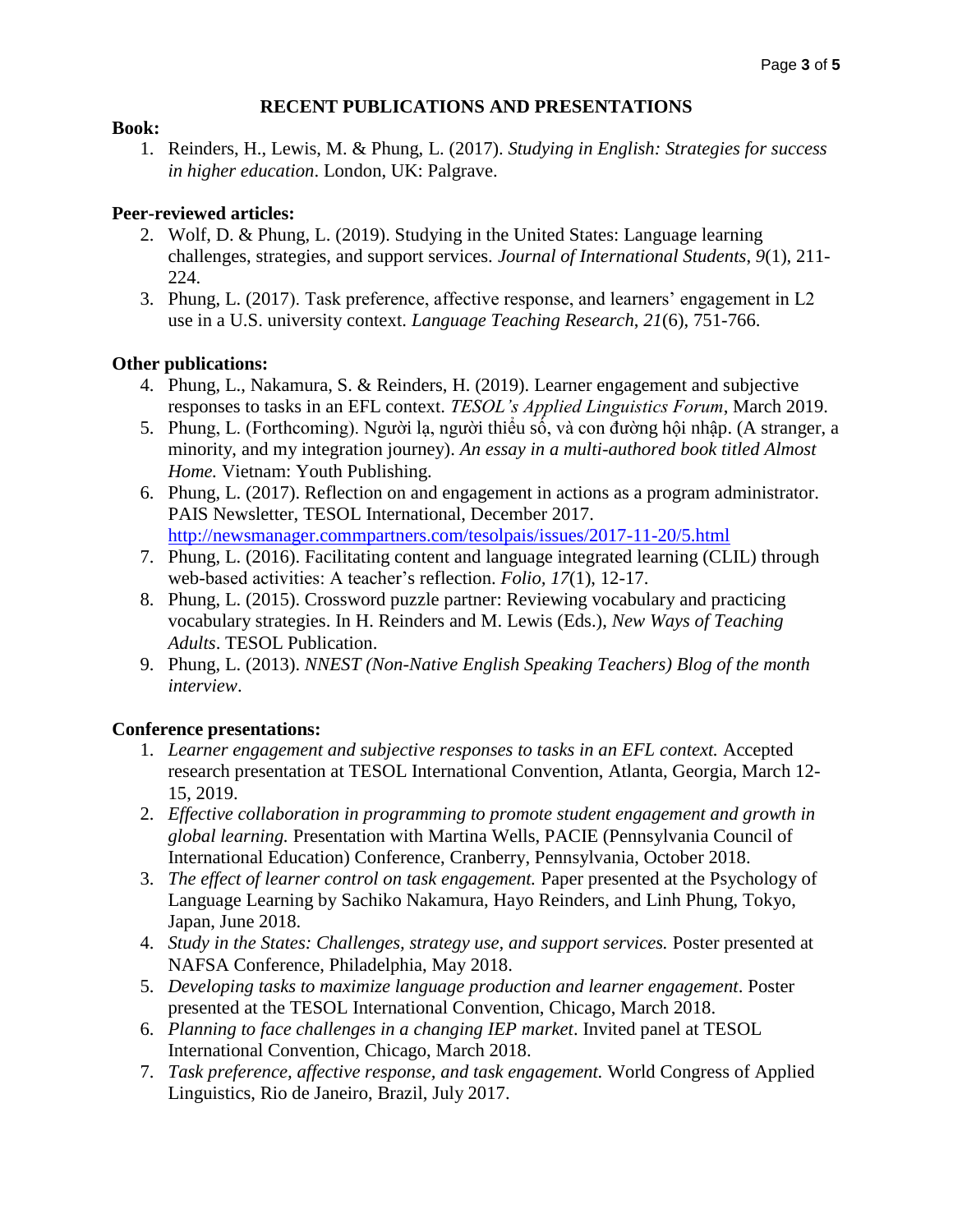# RECENT PUBLICATIONS AND PRESENTATIONS

**Book:**

1. Reinders, H., Lewis, M. & Phung, L. (2017). *Studying in English: Strategies for success in higher education*. London, UK: Palgrave.

**Peer-reviewed articles:**

2. Wolf, D. & Phung, L. (2019). Studying in the United States: Language learning challenges, strategies, and support services. *Journal of International Students*, *9*(1), 211-224.
3. Phung, L. (2017). Task preference, affective response, and learners' engagement in L2 use in a U.S. university context. *Language Teaching Research*, *21*(6), 751-766.

**Other publications:**

4. Phung, L., Nakamura, S. & Reinders, H. (2019). Learner engagement and subjective responses to tasks in an EFL context. *TESOL's Applied Linguistics Forum*, March 2019.
5. Phung, L. (Forthcoming). Người lạ, người thiểu số, và con đường hội nhập. (A stranger, a minority, and my integration journey). *An essay in a multi-authored book titled Almost Home.* Vietnam: Youth Publishing.
6. Phung, L. (2017). Reflection on and engagement in actions as a program administrator. PAIS Newsletter, TESOL International, December 2017. http://newsmanager.commpartners.com/tesolpais/issues/2017-11-20/5.html
7. Phung, L. (2016). Facilitating content and language integrated learning (CLIL) through web-based activities: A teacher's reflection. *Folio*, *17*(1), 12-17.
8. Phung, L. (2015). Crossword puzzle partner: Reviewing vocabulary and practicing vocabulary strategies. In H. Reinders and M. Lewis (Eds.), *New Ways of Teaching Adults*. TESOL Publication.
9. Phung, L. (2013). *NNEST (Non-Native English Speaking Teachers) Blog of the month interview*.

**Conference presentations:**

1. *Learner engagement and subjective responses to tasks in an EFL context.* Accepted research presentation at TESOL International Convention, Atlanta, Georgia, March 12-15, 2019.
2. *Effective collaboration in programming to promote student engagement and growth in global learning.* Presentation with Martina Wells, PACIE (Pennsylvania Council of International Education) Conference, Cranberry, Pennsylvania, October 2018.
3. *The effect of learner control on task engagement.* Paper presented at the Psychology of Language Learning by Sachiko Nakamura, Hayo Reinders, and Linh Phung, Tokyo, Japan, June 2018.
4. *Study in the States: Challenges, strategy use, and support services.* Poster presented at NAFSA Conference, Philadelphia, May 2018.
5. *Developing tasks to maximize language production and learner engagement*. Poster presented at the TESOL International Convention, Chicago, March 2018.
6. *Planning to face challenges in a changing IEP market*. Invited panel at TESOL International Convention, Chicago, March 2018.
7. *Task preference, affective response, and task engagement.* World Congress of Applied Linguistics, Rio de Janeiro, Brazil, July 2017.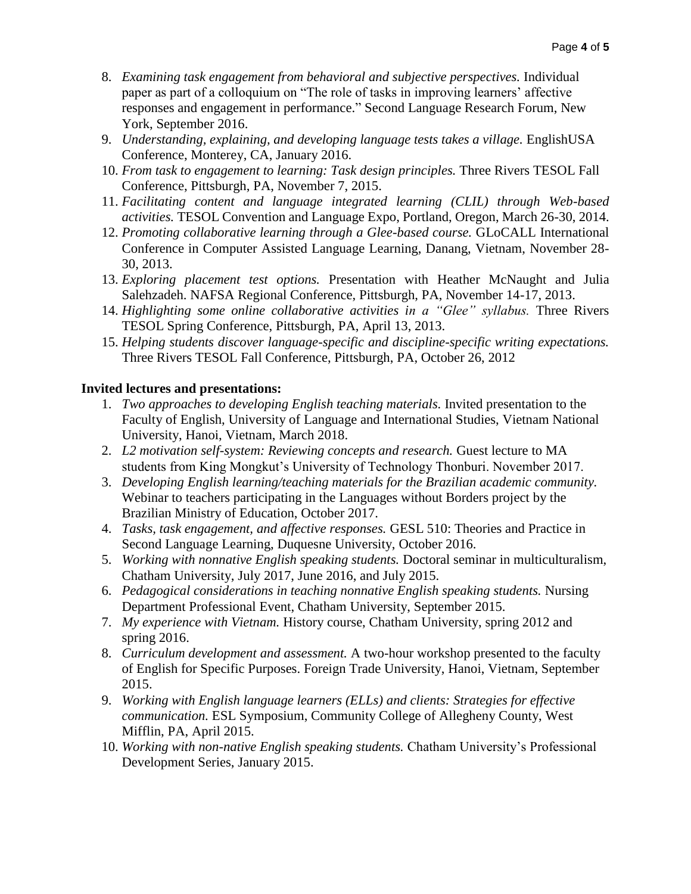8. *Examining task engagement from behavioral and subjective perspectives.* Individual paper as part of a colloquium on "The role of tasks in improving learners' affective responses and engagement in performance." Second Language Research Forum, New York, September 2016.
9. *Understanding, explaining, and developing language tests takes a village.* EnglishUSA Conference, Monterey, CA, January 2016.
10. *From task to engagement to learning: Task design principles.* Three Rivers TESOL Fall Conference, Pittsburgh, PA, November 7, 2015.
11. *Facilitating content and language integrated learning (CLIL) through Web-based activities.* TESOL Convention and Language Expo, Portland, Oregon, March 26-30, 2014.
12. *Promoting collaborative learning through a Glee-based course.* GLoCALL International Conference in Computer Assisted Language Learning, Danang, Vietnam, November 28-30, 2013.
13. *Exploring placement test options.* Presentation with Heather McNaught and Julia Salehzadeh. NAFSA Regional Conference, Pittsburgh, PA, November 14-17, 2013.
14. *Highlighting some online collaborative activities in a "Glee" syllabus.* Three Rivers TESOL Spring Conference, Pittsburgh, PA, April 13, 2013.
15. *Helping students discover language-specific and discipline-specific writing expectations.* Three Rivers TESOL Fall Conference, Pittsburgh, PA, October 26, 2012

**Invited lectures and presentations:**

1. *Two approaches to developing English teaching materials.* Invited presentation to the Faculty of English, University of Language and International Studies, Vietnam National University, Hanoi, Vietnam, March 2018.
2. *L2 motivation self-system: Reviewing concepts and research.* Guest lecture to MA students from King Mongkut's University of Technology Thonburi. November 2017.
3. *Developing English learning/teaching materials for the Brazilian academic community.* Webinar to teachers participating in the Languages without Borders project by the Brazilian Ministry of Education, October 2017.
4. *Tasks, task engagement, and affective responses.* GESL 510: Theories and Practice in Second Language Learning, Duquesne University, October 2016.
5. *Working with nonnative English speaking students.* Doctoral seminar in multiculturalism, Chatham University, July 2017, June 2016, and July 2015.
6. *Pedagogical considerations in teaching nonnative English speaking students.* Nursing Department Professional Event, Chatham University, September 2015.
7. *My experience with Vietnam.* History course, Chatham University, spring 2012 and spring 2016.
8. *Curriculum development and assessment.* A two-hour workshop presented to the faculty of English for Specific Purposes. Foreign Trade University, Hanoi, Vietnam, September 2015.
9. *Working with English language learners (ELLs) and clients: Strategies for effective communication.* ESL Symposium, Community College of Allegheny County, West Mifflin, PA, April 2015.
10. *Working with non-native English speaking students.* Chatham University's Professional Development Series, January 2015.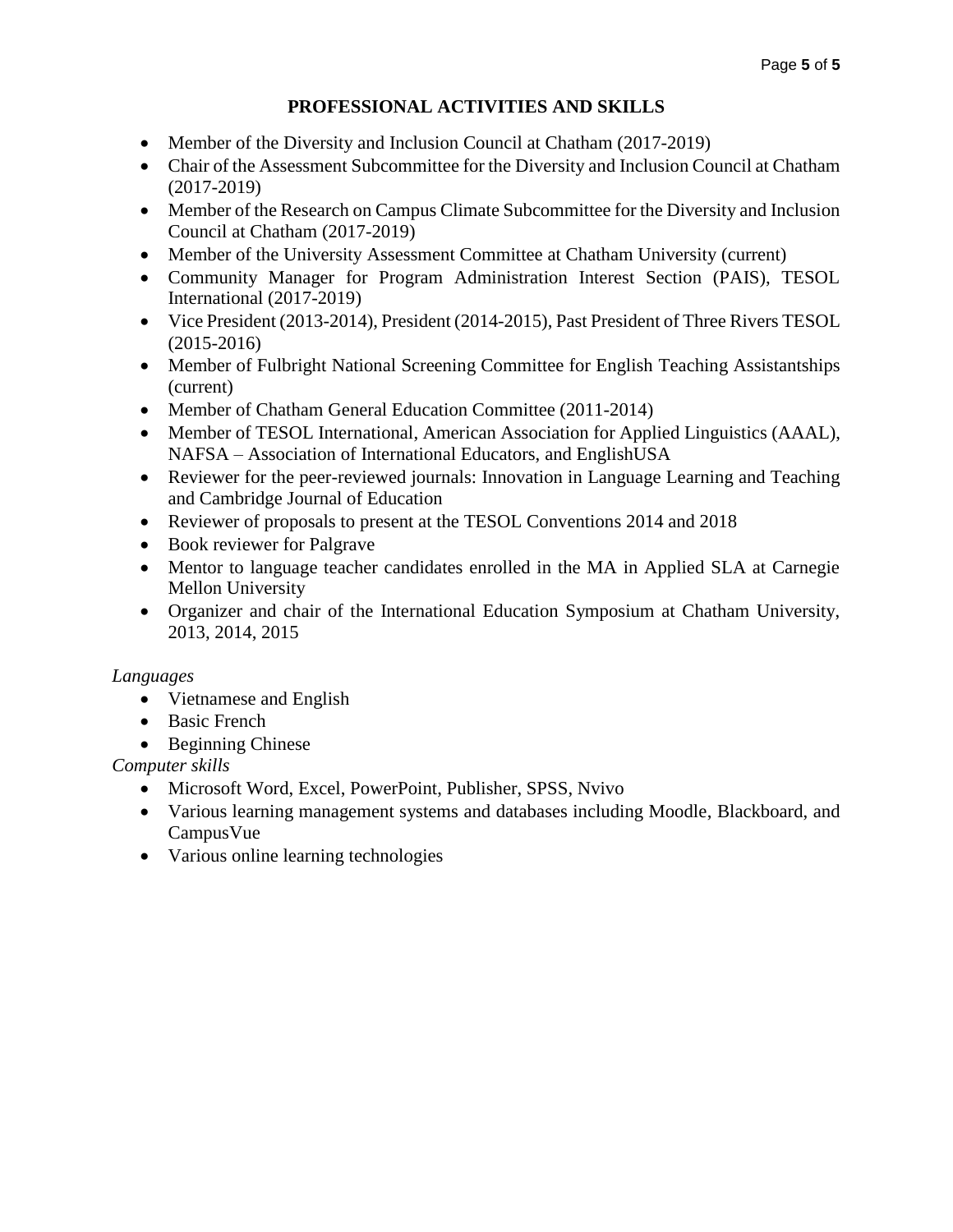## PROFESSIONAL ACTIVITIES AND SKILLS

- Member of the Diversity and Inclusion Council at Chatham (2017-2019)
- Chair of the Assessment Subcommittee for the Diversity and Inclusion Council at Chatham (2017-2019)
- Member of the Research on Campus Climate Subcommittee for the Diversity and Inclusion Council at Chatham (2017-2019)
- Member of the University Assessment Committee at Chatham University (current)
- Community Manager for Program Administration Interest Section (PAIS), TESOL International (2017-2019)
- Vice President (2013-2014), President (2014-2015), Past President of Three Rivers TESOL (2015-2016)
- Member of Fulbright National Screening Committee for English Teaching Assistantships (current)
- Member of Chatham General Education Committee (2011-2014)
- Member of TESOL International, American Association for Applied Linguistics (AAAL), NAFSA – Association of International Educators, and EnglishUSA
- Reviewer for the peer-reviewed journals: Innovation in Language Learning and Teaching and Cambridge Journal of Education
- Reviewer of proposals to present at the TESOL Conventions 2014 and 2018
- Book reviewer for Palgrave
- Mentor to language teacher candidates enrolled in the MA in Applied SLA at Carnegie Mellon University
- Organizer and chair of the International Education Symposium at Chatham University, 2013, 2014, 2015

*Languages*

- Vietnamese and English
- Basic French
- Beginning Chinese

*Computer skills*

- Microsoft Word, Excel, PowerPoint, Publisher, SPSS, Nvivo
- Various learning management systems and databases including Moodle, Blackboard, and CampusVue
- Various online learning technologies